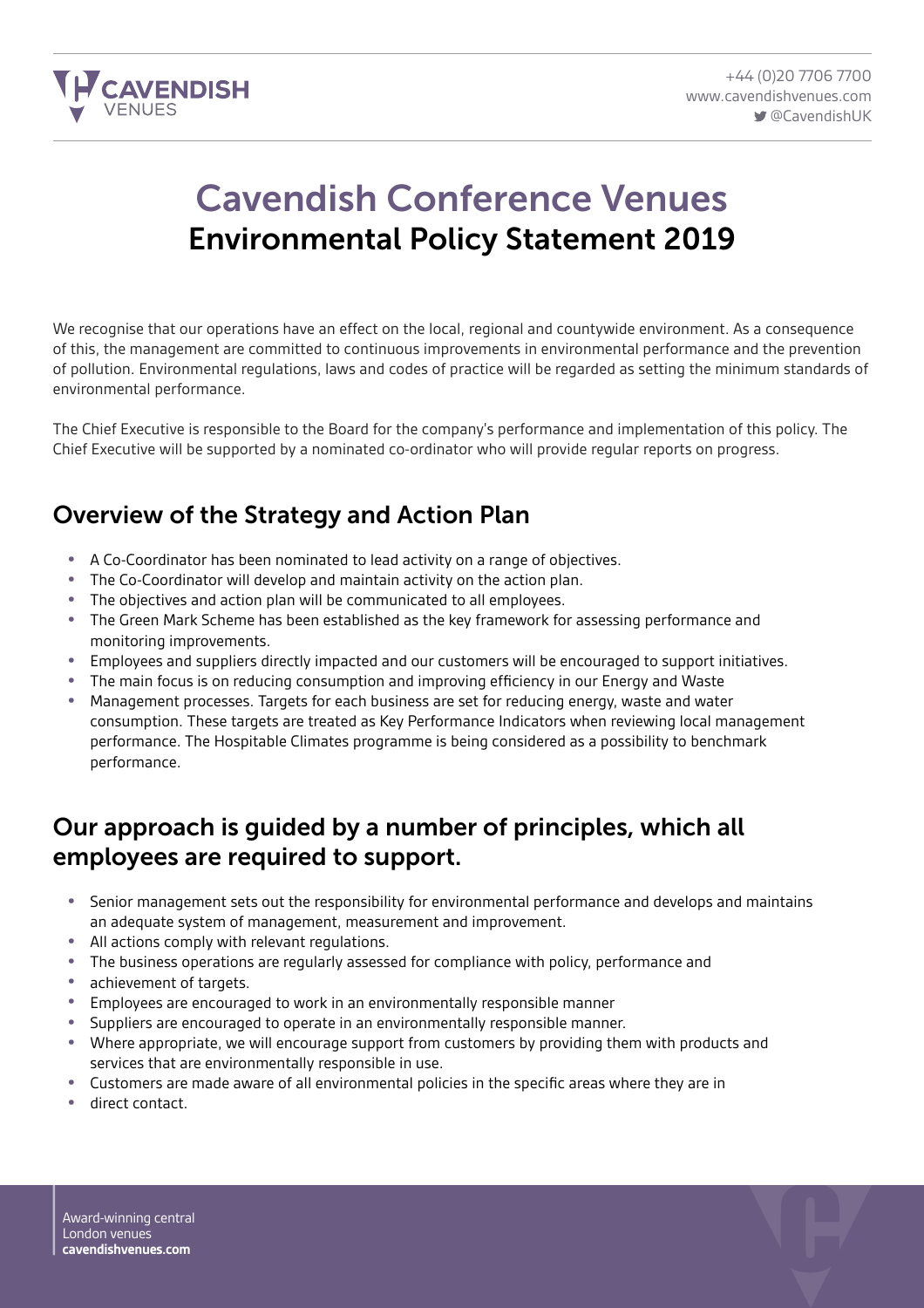# Cavendish Conference Venues

## Environmental Policy Statement 2019

We recognise that our operations have an effect on the local, regional and countywide environment. As a consequence of this, the management are committed to continuous improvements in environmental performance and the prevention of pollution. Environmental regulations, laws and codes of practice will be regarded as setting the minimum standards of environmental performance.

The Chief Executive is responsible to the Board for the company's performance and implementation of this policy. The Chief Executive will be supported by a nominated co-ordinator who will provide regular reports on progress.

## Overview of the Strategy and Action Plan

- A Co-Coordinator has been nominated to lead activity on a range of objectives.
- The Co-Coordinator will develop and maintain activity on the action plan.
- The objectives and action plan will be communicated to all employees.
- The Green Mark Scheme has been established as the key framework for assessing performance and monitoring improvements.
- Employees and suppliers directly impacted and our customers will be encouraged to support initiatives.
- The main focus is on reducing consumption and improving efficiency in our Energy and Waste
- Management processes. Targets for each business are set for reducing energy, waste and water consumption. These targets are treated as Key Performance Indicators when reviewing local management performance. The Hospitable Climates programme is being considered as a possibility to benchmark performance.

## Our approach is guided by a number of principles, which all employees are required to support.

- Senior management sets out the responsibility for environmental performance and develops and maintains an adequate system of management, measurement and improvement.
- All actions comply with relevant regulations.
- The business operations are regularly assessed for compliance with policy, performance and
- achievement of targets.
- Employees are encouraged to work in an environmentally responsible manner
- Suppliers are encouraged to operate in an environmentally responsible manner.
- Where appropriate, we will encourage support from customers by providing them with products and services that are environmentally responsible in use.
- Customers are made aware of all environmental policies in the specific areas where they are in
- direct contact.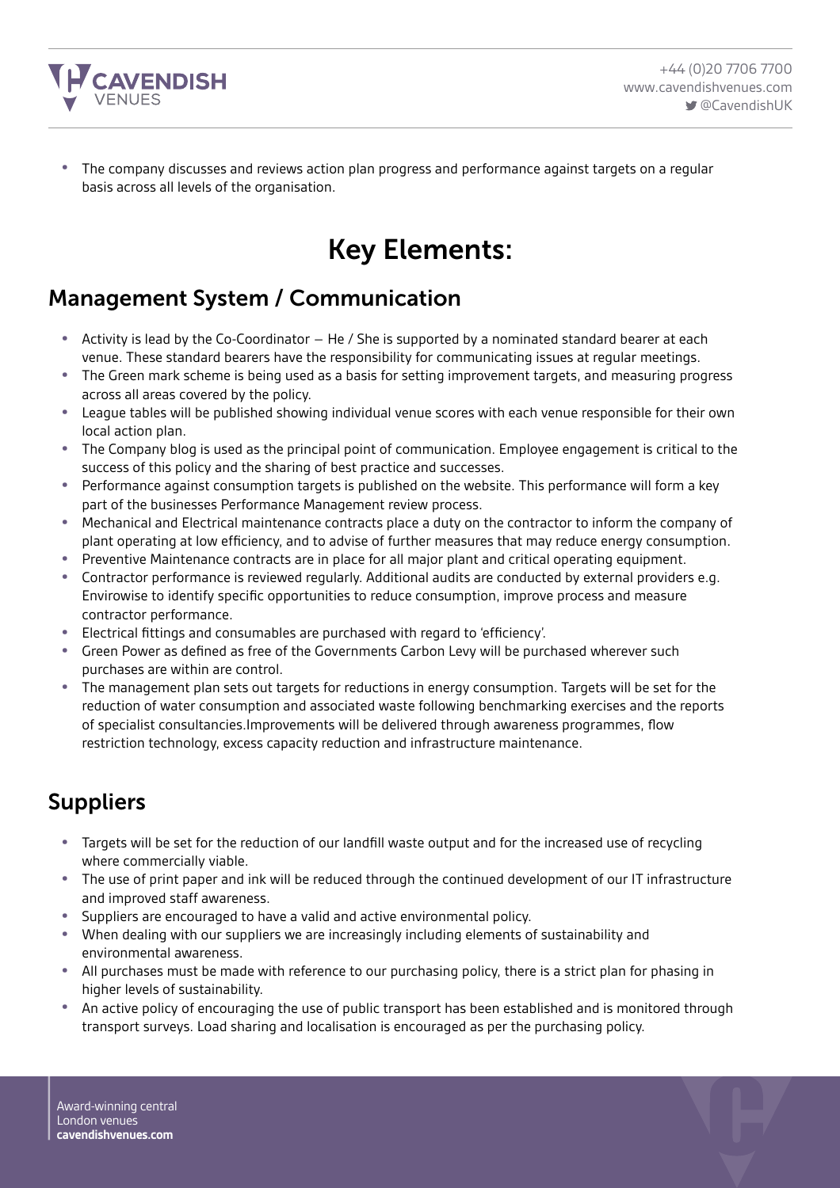- The company discusses and reviews action plan progress and performance against targets on a regular basis across all levels of the organisation.

# Key Elements:

## Management System / Communication

- Activity is lead by the Co-Coordinator – He / She is supported by a nominated standard bearer at each venue. These standard bearers have the responsibility for communicating issues at regular meetings.
- The Green mark scheme is being used as a basis for setting improvement targets, and measuring progress across all areas covered by the policy.
- League tables will be published showing individual venue scores with each venue responsible for their own local action plan.
- The Company blog is used as the principal point of communication. Employee engagement is critical to the success of this policy and the sharing of best practice and successes.
- Performance against consumption targets is published on the website. This performance will form a key part of the businesses Performance Management review process.
- Mechanical and Electrical maintenance contracts place a duty on the contractor to inform the company of plant operating at low efficiency, and to advise of further measures that may reduce energy consumption.
- Preventive Maintenance contracts are in place for all major plant and critical operating equipment.
- Contractor performance is reviewed regularly. Additional audits are conducted by external providers e.g. Envirowise to identify specific opportunities to reduce consumption, improve process and measure contractor performance.
- Electrical fittings and consumables are purchased with regard to 'efficiency'.
- Green Power as defined as free of the Governments Carbon Levy will be purchased wherever such purchases are within are control.
- The management plan sets out targets for reductions in energy consumption. Targets will be set for the reduction of water consumption and associated waste following benchmarking exercises and the reports of specialist consultancies.Improvements will be delivered through awareness programmes, flow restriction technology, excess capacity reduction and infrastructure maintenance.

## Suppliers

- Targets will be set for the reduction of our landfill waste output and for the increased use of recycling where commercially viable.
- The use of print paper and ink will be reduced through the continued development of our IT infrastructure and improved staff awareness.
- Suppliers are encouraged to have a valid and active environmental policy.
- When dealing with our suppliers we are increasingly including elements of sustainability and environmental awareness.
- All purchases must be made with reference to our purchasing policy, there is a strict plan for phasing in higher levels of sustainability.
- An active policy of encouraging the use of public transport has been established and is monitored through transport surveys. Load sharing and localisation is encouraged as per the purchasing policy.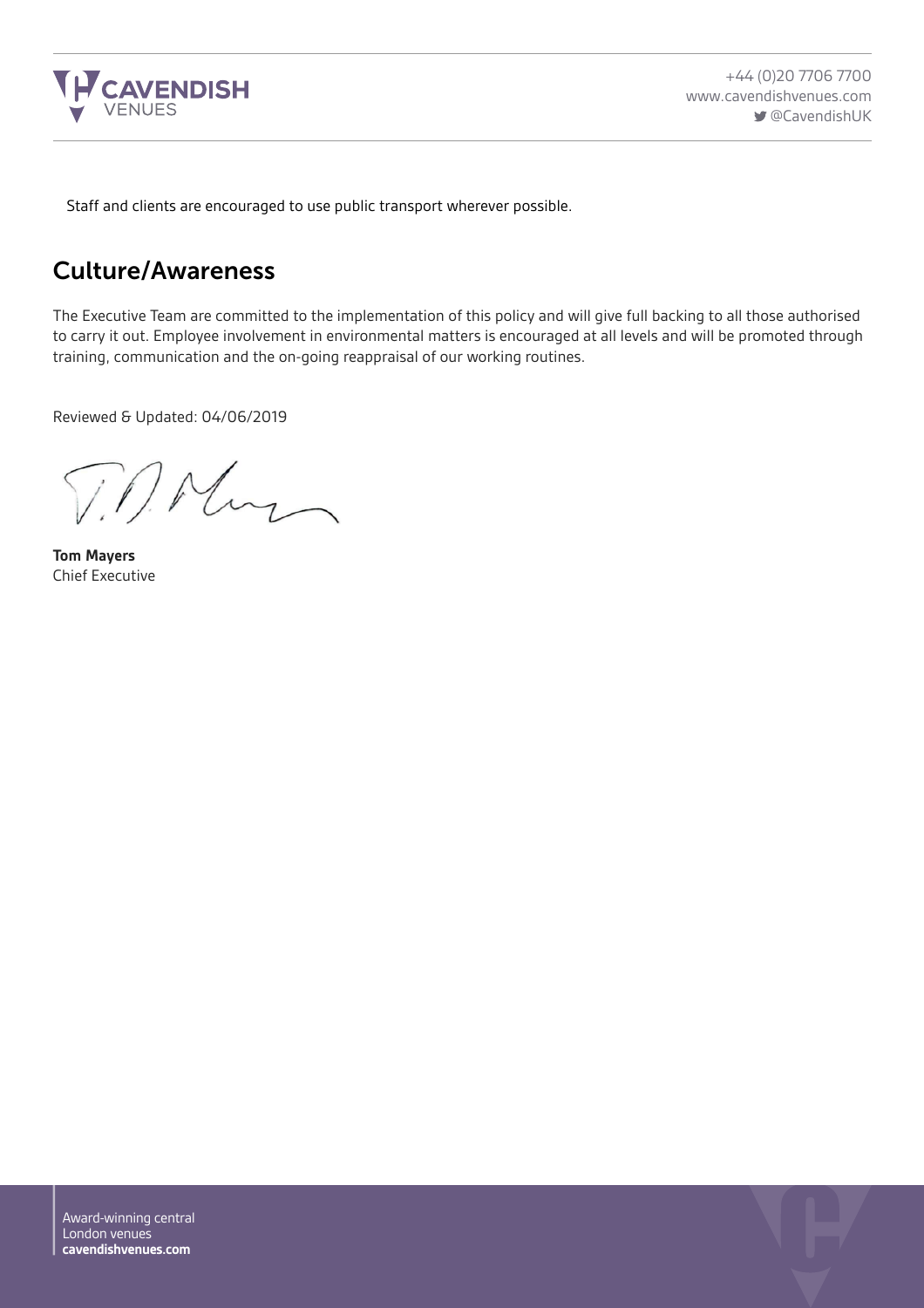Staff and clients are encouraged to use public transport wherever possible.

## Culture/Awareness

The Executive Team are committed to the implementation of this policy and will give full backing to all those authorised to carry it out. Employee involvement in environmental matters is encouraged at all levels and will be promoted through training, communication and the on-going reappraisal of our working routines.

Reviewed & Updated: 04/06/2019

**Tom Mayers**
Chief Executive